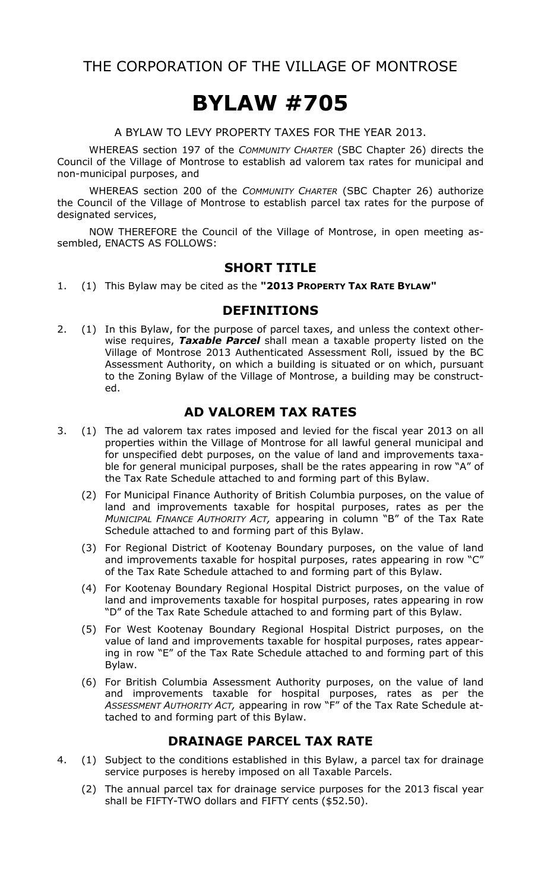THE CORPORATION OF THE VILLAGE OF MONTROSE

# BYLAW #705

A BYLAW TO LEVY PROPERTY TAXES FOR THE YEAR 2013.

WHEREAS section 197 of the *COMMUNITY CHARTER* (SBC Chapter 26) directs the Council of the Village of Montrose to establish ad valorem tax rates for municipal and non-municipal purposes, and

WHEREAS section 200 of the *COMMUNITY CHARTER* (SBC Chapter 26) authorize the Council of the Village of Montrose to establish parcel tax rates for the purpose of designated services,

NOW THEREFORE the Council of the Village of Montrose, in open meeting assembled, ENACTS AS FOLLOWS:

## SHORT TITLE

1. (1) This Bylaw may be cited as the **"2013 PROPERTY TAX RATE BYLAW"**

## DEFINITIONS

2. (1) In this Bylaw, for the purpose of parcel taxes, and unless the context otherwise requires, ***Taxable Parcel*** shall mean a taxable property listed on the Village of Montrose 2013 Authenticated Assessment Roll, issued by the BC Assessment Authority, on which a building is situated or on which, pursuant to the Zoning Bylaw of the Village of Montrose, a building may be constructed.

## AD VALOREM TAX RATES

3. (1) The ad valorem tax rates imposed and levied for the fiscal year 2013 on all properties within the Village of Montrose for all lawful general municipal and for unspecified debt purposes, on the value of land and improvements taxable for general municipal purposes, shall be the rates appearing in row "A" of the Tax Rate Schedule attached to and forming part of this Bylaw.

   (2) For Municipal Finance Authority of British Columbia purposes, on the value of land and improvements taxable for hospital purposes, rates as per the *MUNICIPAL FINANCE AUTHORITY ACT,* appearing in column "B" of the Tax Rate Schedule attached to and forming part of this Bylaw.

   (3) For Regional District of Kootenay Boundary purposes, on the value of land and improvements taxable for hospital purposes, rates appearing in row "C" of the Tax Rate Schedule attached to and forming part of this Bylaw.

   (4) For Kootenay Boundary Regional Hospital District purposes, on the value of land and improvements taxable for hospital purposes, rates appearing in row "D" of the Tax Rate Schedule attached to and forming part of this Bylaw.

   (5) For West Kootenay Boundary Regional Hospital District purposes, on the value of land and improvements taxable for hospital purposes, rates appearing in row "E" of the Tax Rate Schedule attached to and forming part of this Bylaw.

   (6) For British Columbia Assessment Authority purposes, on the value of land and improvements taxable for hospital purposes, rates as per the *ASSESSMENT AUTHORITY ACT,* appearing in row "F" of the Tax Rate Schedule attached to and forming part of this Bylaw.

## DRAINAGE PARCEL TAX RATE

4. (1) Subject to the conditions established in this Bylaw, a parcel tax for drainage service purposes is hereby imposed on all Taxable Parcels.

   (2) The annual parcel tax for drainage service purposes for the 2013 fiscal year shall be FIFTY-TWO dollars and FIFTY cents ($52.50).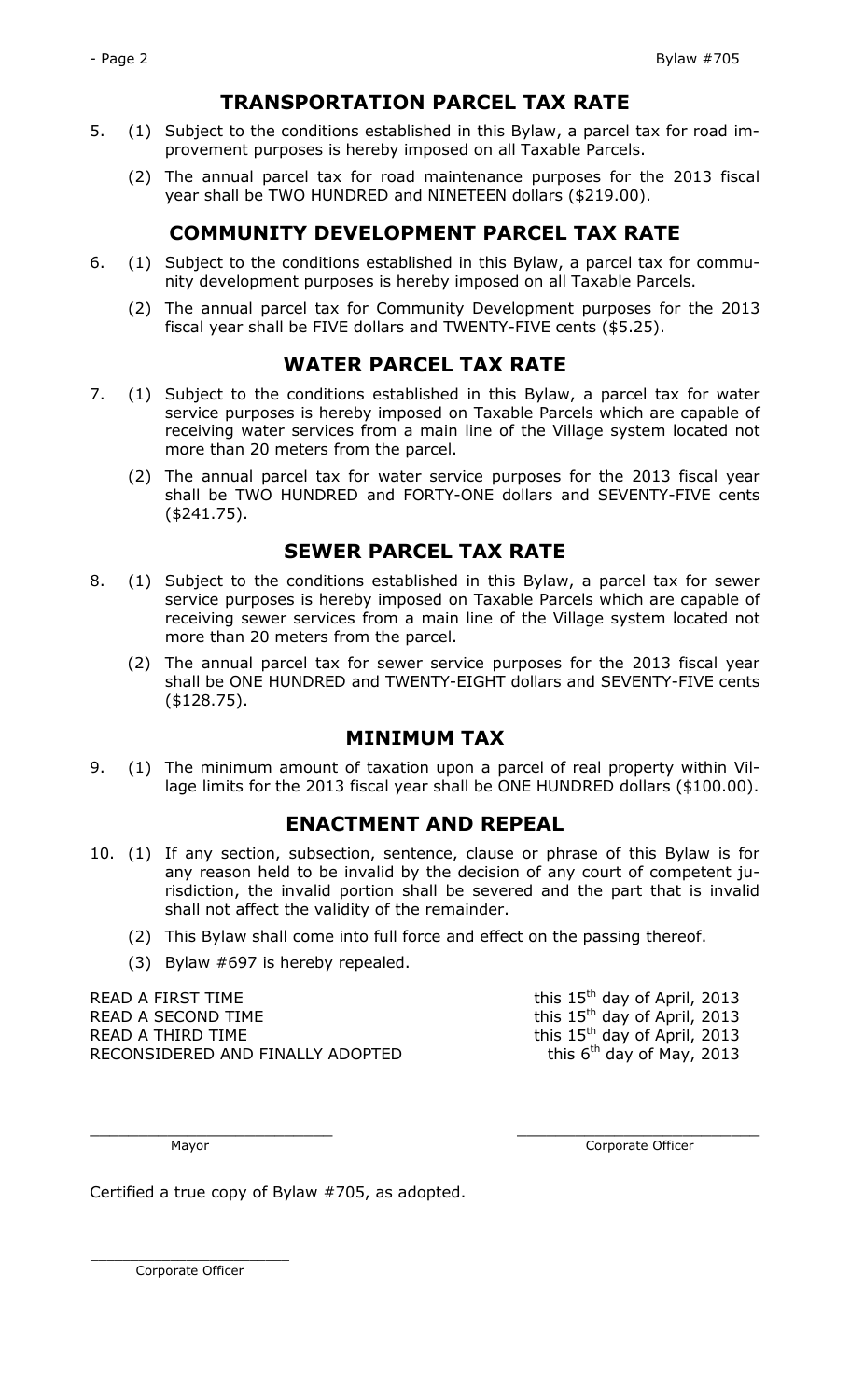## TRANSPORTATION PARCEL TAX RATE

5. (1) Subject to the conditions established in this Bylaw, a parcel tax for road improvement purposes is hereby imposed on all Taxable Parcels.

   (2) The annual parcel tax for road maintenance purposes for the 2013 fiscal year shall be TWO HUNDRED and NINETEEN dollars ($219.00).

## COMMUNITY DEVELOPMENT PARCEL TAX RATE

6. (1) Subject to the conditions established in this Bylaw, a parcel tax for community development purposes is hereby imposed on all Taxable Parcels.

   (2) The annual parcel tax for Community Development purposes for the 2013 fiscal year shall be FIVE dollars and TWENTY-FIVE cents ($5.25).

## WATER PARCEL TAX RATE

7. (1) Subject to the conditions established in this Bylaw, a parcel tax for water service purposes is hereby imposed on Taxable Parcels which are capable of receiving water services from a main line of the Village system located not more than 20 meters from the parcel.

   (2) The annual parcel tax for water service purposes for the 2013 fiscal year shall be TWO HUNDRED and FORTY-ONE dollars and SEVENTY-FIVE cents ($241.75).

## SEWER PARCEL TAX RATE

8. (1) Subject to the conditions established in this Bylaw, a parcel tax for sewer service purposes is hereby imposed on Taxable Parcels which are capable of receiving sewer services from a main line of the Village system located not more than 20 meters from the parcel.

   (2) The annual parcel tax for sewer service purposes for the 2013 fiscal year shall be ONE HUNDRED and TWENTY-EIGHT dollars and SEVENTY-FIVE cents ($128.75).

## MINIMUM TAX

9. (1) The minimum amount of taxation upon a parcel of real property within Village limits for the 2013 fiscal year shall be ONE HUNDRED dollars ($100.00).

## ENACTMENT AND REPEAL

10. (1) If any section, subsection, sentence, clause or phrase of this Bylaw is for any reason held to be invalid by the decision of any court of competent jurisdiction, the invalid portion shall be severed and the part that is invalid shall not affect the validity of the remainder.

    (2) This Bylaw shall come into full force and effect on the passing thereof.

    (3) Bylaw #697 is hereby repealed.

READ A FIRST TIME this 15th day of April, 2013
READ A SECOND TIME this 15th day of April, 2013
READ A THIRD TIME this 15th day of April, 2013
RECONSIDERED AND FINALLY ADOPTED this 6th day of May, 2013

\_\_\_\_\_\_\_\_\_\_\_\_\_\_\_\_\_\_\_\_\_\_\_\_\_\_
Mayor

\_\_\_\_\_\_\_\_\_\_\_\_\_\_\_\_\_\_\_\_\_\_\_\_\_\_
Corporate Officer

Certified a true copy of Bylaw #705, as adopted.

\_\_\_\_\_\_\_\_\_\_\_\_\_\_\_\_\_\_\_\_\_\_\_\_\_\_
Corporate Officer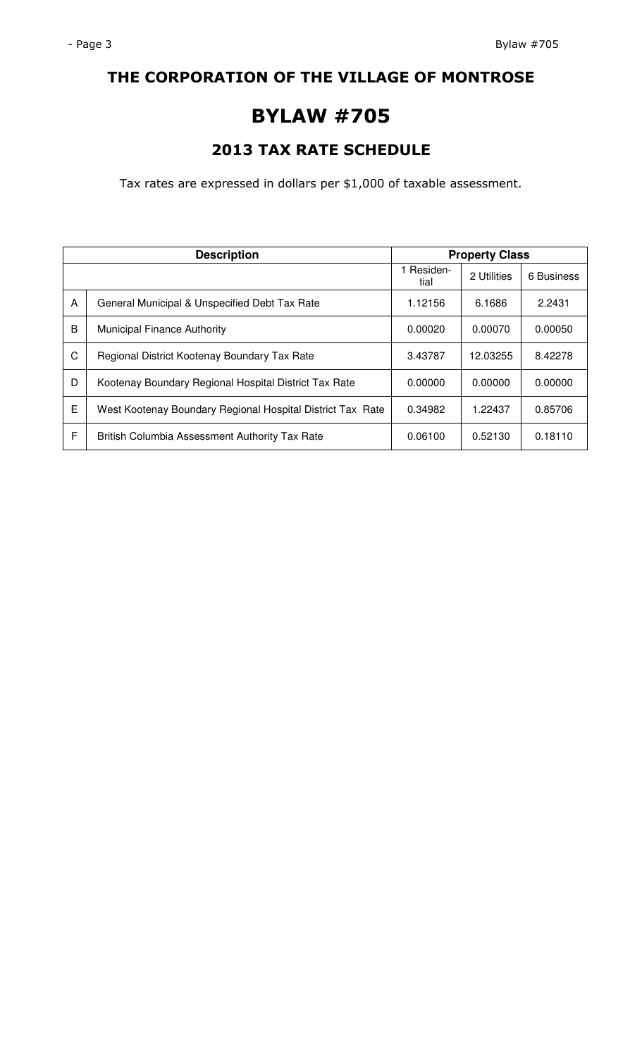# THE CORPORATION OF THE VILLAGE OF MONTROSE

# BYLAW #705

## 2013 TAX RATE SCHEDULE

Tax rates are expressed in dollars per $1,000 of taxable assessment.

| | Description | Property Class | | |
|---|---|---|---|---|
| | | 1 Residen-tial | 2 Utilities | 6 Business |
| A | General Municipal & Unspecified Debt Tax Rate | 1.12156 | 6.1686 | 2.2431 |
| B | Municipal Finance Authority | 0.00020 | 0.00070 | 0.00050 |
| C | Regional District Kootenay Boundary Tax Rate | 3.43787 | 12.03255 | 8.42278 |
| D | Kootenay Boundary Regional Hospital District Tax Rate | 0.00000 | 0.00000 | 0.00000 |
| E | West Kootenay Boundary Regional Hospital District Tax Rate | 0.34982 | 1.22437 | 0.85706 |
| F | British Columbia Assessment Authority Tax Rate | 0.06100 | 0.52130 | 0.18110 |